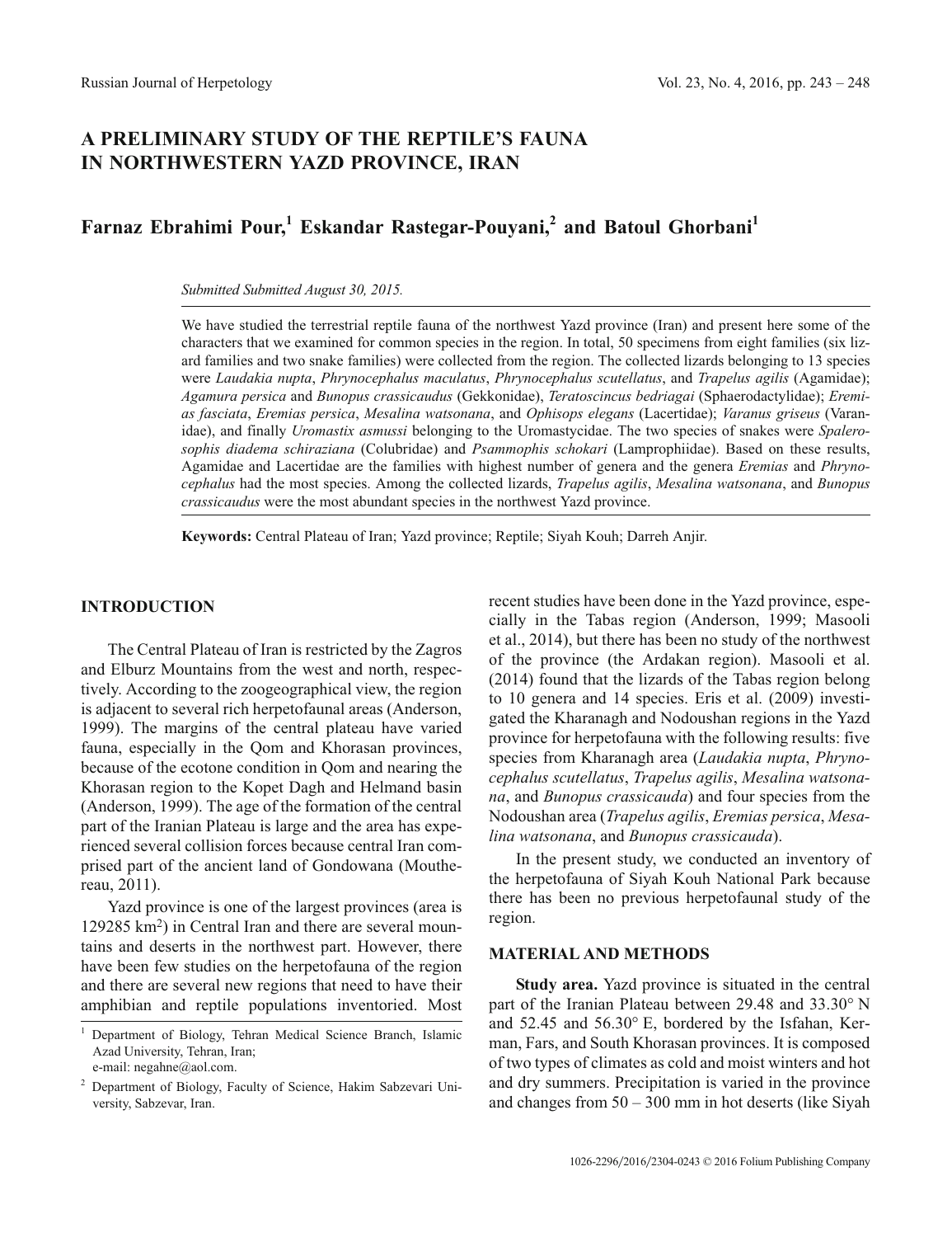# A PRELIMINARY STUDY OF THE REPTILE'S FAUNA IN NORTHWESTERN YAZD PROVINCE, IRAN

**Farnaz Ebrahimi Pour,[1] Eskandar Rastegar-Pouyani,[2] and Batoul Ghorbani[1]**

*Submitted Submitted August 30, 2015.*

We have studied the terrestrial reptile fauna of the northwest Yazd province (Iran) and present here some of the characters that we examined for common species in the region. In total, 50 specimens from eight families (six lizard families and two snake families) were collected from the region. The collected lizards belonging to 13 species were *Laudakia nupta*, *Phrynocephalus maculatus*, *Phrynocephalus scutellatus*, and *Trapelus agilis* (Agamidae); *Agamura persica* and *Bunopus crassicaudus* (Gekkonidae), *Teratoscincus bedriagai* (Sphaerodactylidae); *Eremias fasciata*, *Eremias persica*, *Mesalina watsonana*, and *Ophisops elegans* (Lacertidae); *Varanus griseus* (Varanidae), and finally *Uromastix asmussi* belonging to the Uromastycidae. The two species of snakes were *Spalerosophis diadema schiraziana* (Colubridae) and *Psammophis schokari* (Lamprophiidae). Based on these results, Agamidae and Lacertidae are the families with highest number of genera and the genera *Eremias* and *Phrynocephalus* had the most species. Among the collected lizards, *Trapelus agilis*, *Mesalina watsonana*, and *Bunopus crassicaudus* were the most abundant species in the northwest Yazd province.

**Keywords:** Central Plateau of Iran; Yazd province; Reptile; Siyah Kouh; Darreh Anjir.

## INTRODUCTION

The Central Plateau of Iran is restricted by the Zagros and Elburz Mountains from the west and north, respectively. According to the zoogeographical view, the region is adjacent to several rich herpetofaunal areas (Anderson, 1999). The margins of the central plateau have varied fauna, especially in the Qom and Khorasan provinces, because of the ecotone condition in Qom and nearing the Khorasan region to the Kopet Dagh and Helmand basin (Anderson, 1999). The age of the formation of the central part of the Iranian Plateau is large and the area has experienced several collision forces because central Iran comprised part of the ancient land of Gondowana (Mouthereau, 2011).

Yazd province is one of the largest provinces (area is 129285 km$^2$) in Central Iran and there are several mountains and deserts in the northwest part. However, there have been few studies on the herpetofauna of the region and there are several new regions that need to have their amphibian and reptile populations inventoried. Most recent studies have been done in the Yazd province, especially in the Tabas region (Anderson, 1999; Masooli et al., 2014), but there has been no study of the northwest of the province (the Ardakan region). Masooli et al. (2014) found that the lizards of the Tabas region belong to 10 genera and 14 species. Eris et al. (2009) investigated the Kharanagh and Nodoushan regions in the Yazd province for herpetofauna with the following results: five species from Kharanagh area (*Laudakia nupta*, *Phrynocephalus scutellatus*, *Trapelus agilis*, *Mesalina watsonana*, and *Bunopus crassicauda*) and four species from the Nodoushan area (*Trapelus agilis*, *Eremias persica*, *Mesalina watsonana*, and *Bunopus crassicauda*).

In the present study, we conducted an inventory of the herpetofauna of Siyah Kouh National Park because there has been no previous herpetofaunal study of the region.

## MATERIAL AND METHODS

**Study area.** Yazd province is situated in the central part of the Iranian Plateau between 29.48 and 33.30° N and 52.45 and 56.30° E, bordered by the Isfahan, Kerman, Fars, and South Khorasan provinces. It is composed of two types of climates as cold and moist winters and hot and dry summers. Precipitation is varied in the province and changes from 50 – 300 mm in hot deserts (like Siyah

[1] Department of Biology, Tehran Medical Science Branch, Islamic Azad University, Tehran, Iran; e-mail: negahne@aol.com.

[2] Department of Biology, Faculty of Science, Hakim Sabzevari University, Sabzevar, Iran.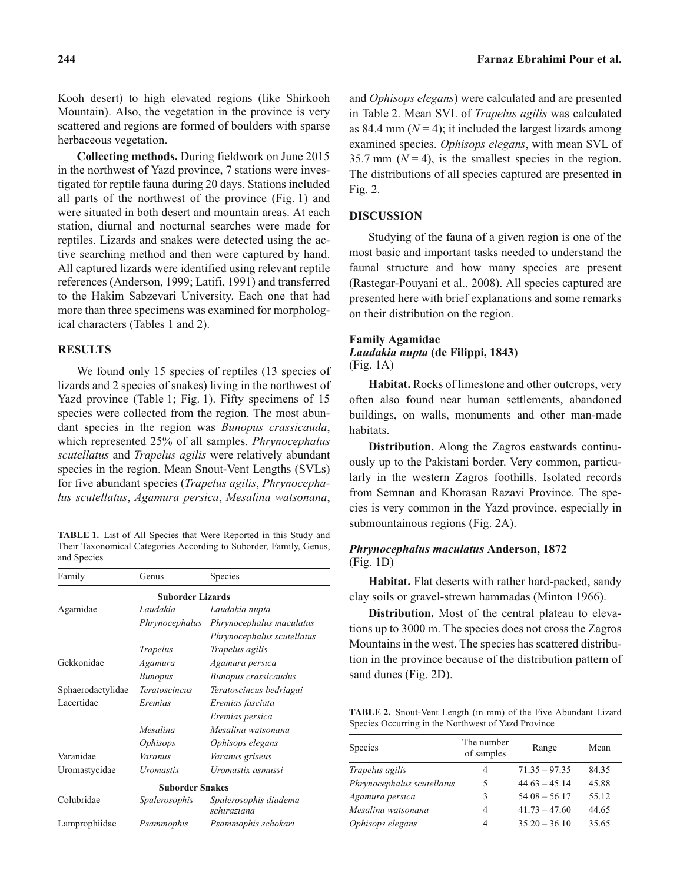Kooh desert) to high elevated regions (like Shirkooh Mountain). Also, the vegetation in the province is very scattered and regions are formed of boulders with sparse herbaceous vegetation.

**Collecting methods.** During fieldwork on June 2015 in the northwest of Yazd province, 7 stations were investigated for reptile fauna during 20 days. Stations included all parts of the northwest of the province (Fig. 1) and were situated in both desert and mountain areas. At each station, diurnal and nocturnal searches were made for reptiles. Lizards and snakes were detected using the active searching method and then were captured by hand. All captured lizards were identified using relevant reptile references (Anderson, 1999; Latifi, 1991) and transferred to the Hakim Sabzevari University. Each one that had more than three specimens was examined for morphological characters (Tables 1 and 2).

## RESULTS

We found only 15 species of reptiles (13 species of lizards and 2 species of snakes) living in the northwest of Yazd province (Table 1; Fig. 1). Fifty specimens of 15 species were collected from the region. The most abundant species in the region was *Bunopus crassicauda*, which represented 25% of all samples. *Phrynocephalus scutellatus* and *Trapelus agilis* were relatively abundant species in the region. Mean Snout-Vent Lengths (SVLs) for five abundant species (*Trapelus agilis*, *Phrynocephalus scutellatus*, *Agamura persica*, *Mesalina watsonana*, and *Ophisops elegans*) were calculated and are presented in Table 2. Mean SVL of *Trapelus agilis* was calculated as 84.4 mm ($N = 4$); it included the largest lizards among examined species. *Ophisops elegans*, with mean SVL of 35.7 mm ($N = 4$), is the smallest species in the region. The distributions of all species captured are presented in Fig. 2.

**TABLE 1.** List of All Species that Were Reported in this Study and Their Taxonomical Categories According to Suborder, Family, Genus, and Species

| Family | Genus | Species |
|---|---|---|
| | **Suborder Lizards** | |
| Agamidae | *Laudakia* | *Laudakia nupta* |
| | *Phrynocephalus* | *Phrynocephalus maculatus* |
| | | *Phrynocephalus scutellatus* |
| | *Trapelus* | *Trapelus agilis* |
| Gekkonidae | *Agamura* | *Agamura persica* |
| | *Bunopus* | *Bunopus crassicaudus* |
| Sphaerodactylidae | *Teratoscincus* | *Teratoscincus bedriagai* |
| Lacertidae | *Eremias* | *Eremias fasciata* |
| | | *Eremias persica* |
| | *Mesalina* | *Mesalina watsonana* |
| | *Ophisops* | *Ophisops elegans* |
| Varanidae | *Varanus* | *Varanus griseus* |
| Uromastycidae | *Uromastix* | *Uromastix asmussi* |
| | **Suborder Snakes** | |
| Colubridae | *Spalerosophis* | *Spalerosophis diadema schiraziana* |
| Lamprophiidae | *Psammophis* | *Psammophis schokari* |

## DISCUSSION

Studying of the fauna of a given region is one of the most basic and important tasks needed to understand the faunal structure and how many species are present (Rastegar-Pouyani et al., 2008). All species captured are presented here with brief explanations and some remarks on their distribution on the region.

### Family Agamidae

### *Laudakia nupta* (de Filippi, 1843)
(Fig. 1A)

**Habitat.** Rocks of limestone and other outcrops, very often also found near human settlements, abandoned buildings, on walls, monuments and other man-made habitats.

**Distribution.** Along the Zagros eastwards continuously up to the Pakistani border. Very common, particularly in the western Zagros foothills. Isolated records from Semnan and Khorasan Razavi Province. The species is very common in the Yazd province, especially in submountainous regions (Fig. 2A).

### *Phrynocephalus maculatus* Anderson, 1872
(Fig. 1D)

**Habitat.** Flat deserts with rather hard-packed, sandy clay soils or gravel-strewn hammadas (Minton 1966).

**Distribution.** Most of the central plateau to elevations up to 3000 m. The species does not cross the Zagros Mountains in the west. The species has scattered distribution in the province because of the distribution pattern of sand dunes (Fig. 2D).

**TABLE 2.** Snout-Vent Length (in mm) of the Five Abundant Lizard Species Occurring in the Northwest of Yazd Province

| Species | The number of samples | Range | Mean |
|---|---|---|---|
| *Trapelus agilis* | 4 | 71.35 – 97.35 | 84.35 |
| *Phrynocephalus scutellatus* | 5 | 44.63 – 45.14 | 45.88 |
| *Agamura persica* | 3 | 54.08 – 56.17 | 55.12 |
| *Mesalina watsonana* | 4 | 41.73 – 47.60 | 44.65 |
| *Ophisops elegans* | 4 | 35.20 – 36.10 | 35.65 |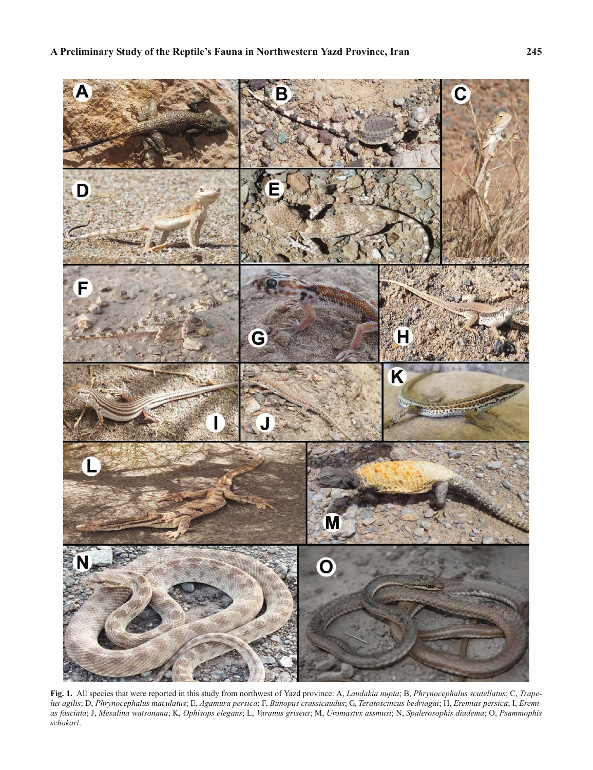**Fig. 1.** All species that were reported in this study from northwest of Yazd province: A, *Laudakia nupta*; B, *Phrynocephalus scutellatus*; C, *Trapelus agilis*; D, *Phrynocephalus maculatus*; E, *Agamura persica*; F, *Bunopus crassicaudus*; G, *Teratoscincus bedriagai*; H, *Eremias persica*; I, *Eremias fasciata*; J, *Mesalina watsonana*; K, *Ophisops elegans*; L, *Varanus griseus*; M, *Uromastyx assmusi*; N, *Spalerosophis diadema*; O, *Psammophis schokari*.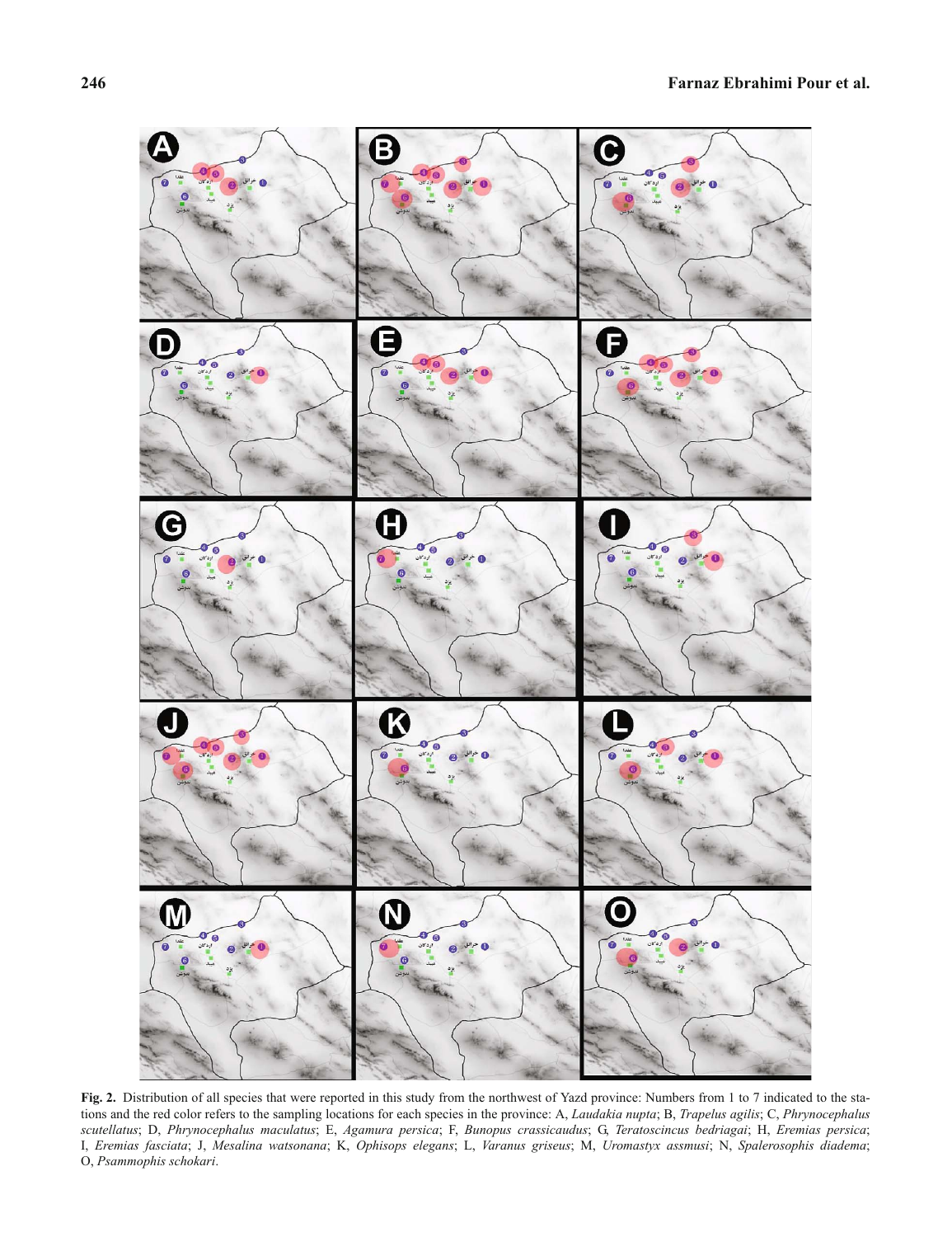**Fig. 2.** Distribution of all species that were reported in this study from the northwest of Yazd province: Numbers from 1 to 7 indicated to the stations and the red color refers to the sampling locations for each species in the province: A, *Laudakia nupta*; B, *Trapelus agilis*; C, *Phrynocephalus scutellatus*; D, *Phrynocephalus maculatus*; E, *Agamura persica*; F, *Bunopus crassicaudus*; G, *Teratoscincus bedriagai*; H, *Eremias persica*; I, *Eremias fasciata*; J, *Mesalina watsonana*; K, *Ophisops elegans*; L, *Varanus griseus*; M, *Uromastyx assmusi*; N, *Spalerosophis diadema*; O, *Psammophis schokari*.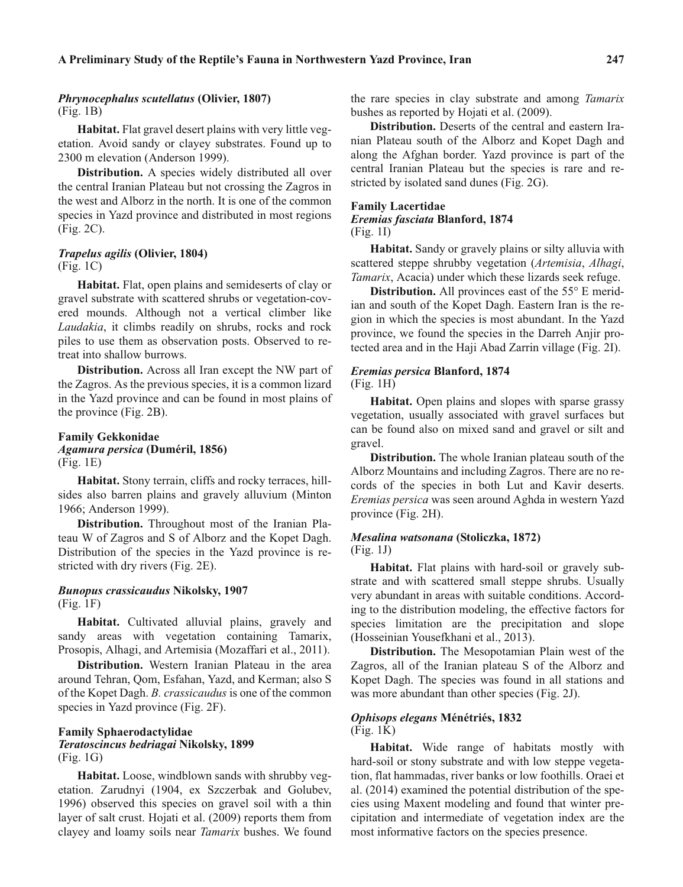### *Phrynocephalus scutellatus* (Olivier, 1807)

(Fig. 1B)

**Habitat.** Flat gravel desert plains with very little vegetation. Avoid sandy or clayey substrates. Found up to 2300 m elevation (Anderson 1999).

**Distribution.** A species widely distributed all over the central Iranian Plateau but not crossing the Zagros in the west and Alborz in the north. It is one of the common species in Yazd province and distributed in most regions (Fig. 2C).

### *Trapelus agilis* (Olivier, 1804)

(Fig. 1C)

**Habitat.** Flat, open plains and semideserts of clay or gravel substrate with scattered shrubs or vegetation-covered mounds. Although not a vertical climber like *Laudakia*, it climbs readily on shrubs, rocks and rock piles to use them as observation posts. Observed to retreat into shallow burrows.

**Distribution.** Across all Iran except the NW part of the Zagros. As the previous species, it is a common lizard in the Yazd province and can be found in most plains of the province (Fig. 2B).

## Family Gekkonidae

### *Agamura persica* (Duméril, 1856)

(Fig. 1E)

**Habitat.** Stony terrain, cliffs and rocky terraces, hillsides also barren plains and gravely alluvium (Minton 1966; Anderson 1999).

**Distribution.** Throughout most of the Iranian Plateau W of Zagros and S of Alborz and the Kopet Dagh. Distribution of the species in the Yazd province is restricted with dry rivers (Fig. 2E).

### *Bunopus crassicaudus* Nikolsky, 1907

(Fig. 1F)

**Habitat.** Cultivated alluvial plains, gravely and sandy areas with vegetation containing Tamarix, Prosopis, Alhagi, and Artemisia (Mozaffari et al., 2011).

**Distribution.** Western Iranian Plateau in the area around Tehran, Qom, Esfahan, Yazd, and Kerman; also S of the Kopet Dagh. *B. crassicaudus* is one of the common species in Yazd province (Fig. 2F).

## Family Sphaerodactylidae

### *Teratoscincus bedriagai* Nikolsky, 1899

(Fig. 1G)

**Habitat.** Loose, windblown sands with shrubby vegetation. Zarudnyi (1904, ex Szczerbak and Golubev, 1996) observed this species on gravel soil with a thin layer of salt crust. Hojati et al. (2009) reports them from clayey and loamy soils near *Tamarix* bushes. We found the rare species in clay substrate and among *Tamarix* bushes as reported by Hojati et al. (2009).

**Distribution.** Deserts of the central and eastern Iranian Plateau south of the Alborz and Kopet Dagh and along the Afghan border. Yazd province is part of the central Iranian Plateau but the species is rare and restricted by isolated sand dunes (Fig. 2G).

## Family Lacertidae

### *Eremias fasciata* Blanford, 1874

(Fig. 1I)

**Habitat.** Sandy or gravely plains or silty alluvia with scattered steppe shrubby vegetation (*Artemisia*, *Alhagi*, *Tamarix*, Acacia) under which these lizards seek refuge.

**Distribution.** All provinces east of the 55° E meridian and south of the Kopet Dagh. Eastern Iran is the region in which the species is most abundant. In the Yazd province, we found the species in the Darreh Anjir protected area and in the Haji Abad Zarrin village (Fig. 2I).

### *Eremias persica* Blanford, 1874

(Fig. 1H)

**Habitat.** Open plains and slopes with sparse grassy vegetation, usually associated with gravel surfaces but can be found also on mixed sand and gravel or silt and gravel.

**Distribution.** The whole Iranian plateau south of the Alborz Mountains and including Zagros. There are no records of the species in both Lut and Kavir deserts. *Eremias persica* was seen around Aghda in western Yazd province (Fig. 2H).

### *Mesalina watsonana* (Stoliczka, 1872)

(Fig. 1J)

**Habitat.** Flat plains with hard-soil or gravely substrate and with scattered small steppe shrubs. Usually very abundant in areas with suitable conditions. According to the distribution modeling, the effective factors for species limitation are the precipitation and slope (Hosseinian Yousefkhani et al., 2013).

**Distribution.** The Mesopotamian Plain west of the Zagros, all of the Iranian plateau S of the Alborz and Kopet Dagh. The species was found in all stations and was more abundant than other species (Fig. 2J).

### *Ophisops elegans* Ménétriés, 1832

(Fig. 1K)

**Habitat.** Wide range of habitats mostly with hard-soil or stony substrate and with low steppe vegetation, flat hammadas, river banks or low foothills. Oraei et al. (2014) examined the potential distribution of the species using Maxent modeling and found that winter precipitation and intermediate of vegetation index are the most informative factors on the species presence.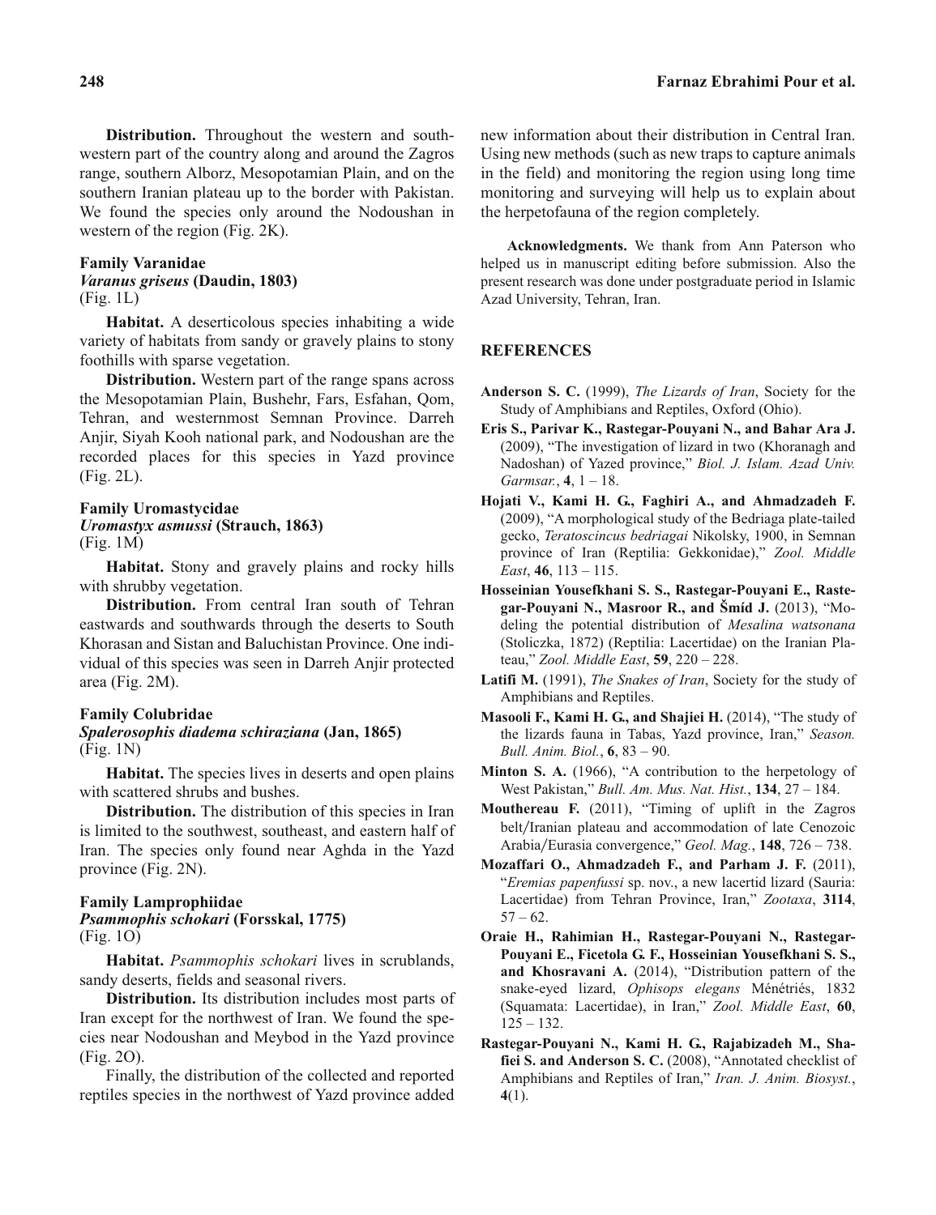**Distribution.** Throughout the western and southwestern part of the country along and around the Zagros range, southern Alborz, Mesopotamian Plain, and on the southern Iranian plateau up to the border with Pakistan. We found the species only around the Nodoushan in western of the region (Fig. 2K).

### Family Varanidae

### *Varanus griseus* (Daudin, 1803)

(Fig. 1L)

**Habitat.** A deserticolous species inhabiting a wide variety of habitats from sandy or gravely plains to stony foothills with sparse vegetation.

**Distribution.** Western part of the range spans across the Mesopotamian Plain, Bushehr, Fars, Esfahan, Qom, Tehran, and westernmost Semnan Province. Darreh Anjir, Siyah Kooh national park, and Nodoushan are the recorded places for this species in Yazd province (Fig. 2L).

### Family Uromastycidae

### *Uromastyx asmussi* (Strauch, 1863)

(Fig. 1M)

**Habitat.** Stony and gravely plains and rocky hills with shrubby vegetation.

**Distribution.** From central Iran south of Tehran eastwards and southwards through the deserts to South Khorasan and Sistan and Baluchistan Province. One individual of this species was seen in Darreh Anjir protected area (Fig. 2M).

### Family Colubridae

### *Spalerosophis diadema schiraziana* (Jan, 1865)

(Fig. 1N)

**Habitat.** The species lives in deserts and open plains with scattered shrubs and bushes.

**Distribution.** The distribution of this species in Iran is limited to the southwest, southeast, and eastern half of Iran. The species only found near Aghda in the Yazd province (Fig. 2N).

### Family Lamprophiidae

### *Psammophis schokari* (Forsskal, 1775)

(Fig. 1O)

**Habitat.** *Psammophis schokari* lives in scrublands, sandy deserts, fields and seasonal rivers.

**Distribution.** Its distribution includes most parts of Iran except for the northwest of Iran. We found the species near Nodoushan and Meybod in the Yazd province (Fig. 2O).

Finally, the distribution of the collected and reported reptiles species in the northwest of Yazd province added new information about their distribution in Central Iran. Using new methods (such as new traps to capture animals in the field) and monitoring the region using long time monitoring and surveying will help us to explain about the herpetofauna of the region completely.

**Acknowledgments.** We thank from Ann Paterson who helped us in manuscript editing before submission. Also the present research was done under postgraduate period in Islamic Azad University, Tehran, Iran.

## REFERENCES

**Anderson S. C.** (1999), *The Lizards of Iran*, Society for the Study of Amphibians and Reptiles, Oxford (Ohio).

**Eris S., Parivar K., Rastegar-Pouyani N., and Bahar Ara J.** (2009), "The investigation of lizard in two (Khoranagh and Nadoshan) of Yazed province," *Biol. J. Islam. Azad Univ. Garmsar.*, **4**, 1 – 18.

**Hojati V., Kami H. G., Faghiri A., and Ahmadzadeh F.** (2009), "A morphological study of the Bedriaga plate-tailed gecko, *Teratoscincus bedriagai* Nikolsky, 1900, in Semnan province of Iran (Reptilia: Gekkonidae)," *Zool. Middle East*, **46**, 113 – 115.

**Hosseinian Yousefkhani S. S., Rastegar-Pouyani E., Rastegar-Pouyani N., Masroor R., and Šmíd J.** (2013), "Modeling the potential distribution of *Mesalina watsonana* (Stoliczka, 1872) (Reptilia: Lacertidae) on the Iranian Plateau," *Zool. Middle East*, **59**, 220 – 228.

**Latifi M.** (1991), *The Snakes of Iran*, Society for the study of Amphibians and Reptiles.

**Masooli F., Kami H. G., and Shajiei H.** (2014), "The study of the lizards fauna in Tabas, Yazd province, Iran," *Season. Bull. Anim. Biol.*, **6**, 83 – 90.

**Minton S. A.** (1966), "A contribution to the herpetology of West Pakistan," *Bull. Am. Mus. Nat. Hist.*, **134**, 27 – 184.

**Mouthereau F.** (2011), "Timing of uplift in the Zagros belt/Iranian plateau and accommodation of late Cenozoic Arabia/Eurasia convergence," *Geol. Mag.*, **148**, 726 – 738.

**Mozaffari O., Ahmadzadeh F., and Parham J. F.** (2011), "*Eremias papenfussi* sp. nov., a new lacertid lizard (Sauria: Lacertidae) from Tehran Province, Iran," *Zootaxa*, **3114**, 57 – 62.

**Oraie H., Rahimian H., Rastegar-Pouyani N., Rastegar-Pouyani E., Ficetola G. F., Hosseinian Yousefkhani S. S., and Khosravani A.** (2014), "Distribution pattern of the snake-eyed lizard, *Ophisops elegans* Ménétriés, 1832 (Squamata: Lacertidae), in Iran," *Zool. Middle East*, **60**, 125 – 132.

**Rastegar-Pouyani N., Kami H. G., Rajabizadeh M., Shafiei S. and Anderson S. C.** (2008), "Annotated checklist of Amphibians and Reptiles of Iran," *Iran. J. Anim. Biosyst.*, **4**(1).